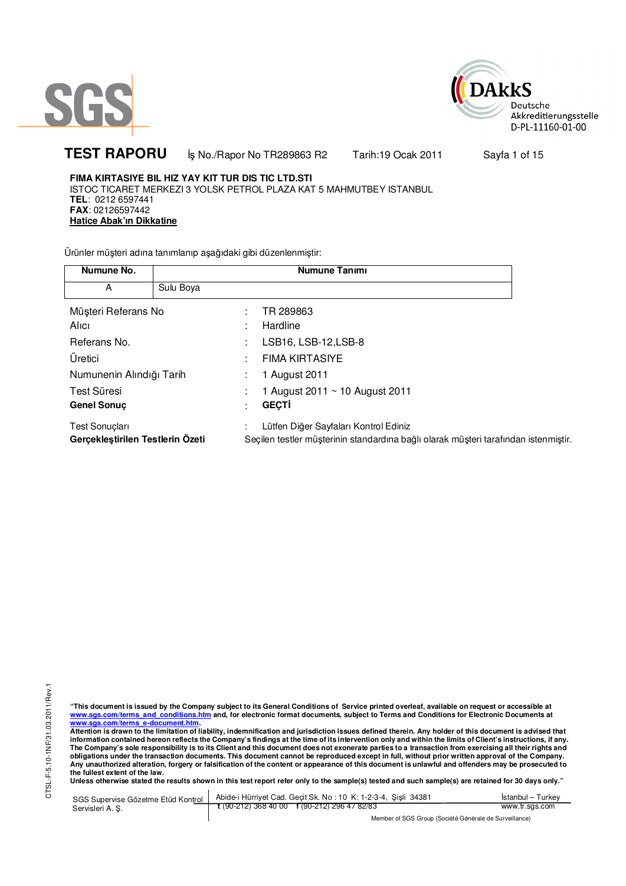SGS

DAkkS
Deutsche
Akkreditierungsstelle
D-PL-11160-01-00

# TEST RAPORU

İş No./Rapor No TR289863 R2 Tarih:19 Ocak 2011

**FIMA KIRTASIYE BIL HIZ YAY KIT TUR DIS TIC LTD.STI**
ISTOC TICARET MERKEZI 3 YOLSK PETROL PLAZA KAT 5 MAHMUTBEY ISTANBUL
**TEL**: 0212 6597441
**FAX**: 02126597442
**Hatice Abak'ın Dikkatine**

Ürünler müşteri adına tanımlanıp aşağıdaki gibi düzenlenmiştir:

| Numune No. | Numune Tanımı |
|---|---|
| A | Sulu Boya |

| | | |
|---|---|---|
| Müşteri Referans No | : | TR 289863 |
| Alıcı | : | Hardline |
| Referans No. | : | LSB16, LSB-12,LSB-8 |
| Üretici | : | FIMA KIRTASIYE |
| Numunenin Alındığı Tarih | : | 1 August 2011 |
| Test Süresi | : | 1 August 2011 ~ 10 August 2011 |
| **Genel Sonuç** | : | **GEÇTİ** |
| Test Sonuçları | : | Lütfen Diğer Sayfaları Kontrol Ediniz |
| **Gerçekleştirilen Testlerin Özeti** | | Seçilen testler müşterinin standardına bağlı olarak müşteri tarafından istenmiştir. |

**"This document is issued by the Company subject to its General Conditions of Service printed overleaf, available on request or accessible at www.sgs.com/terms_and_conditions.htm and, for electronic format documents, subject to Terms and Conditions for Electronic Documents at www.sgs.com/terms_e-document.htm.**
**Attention is drawn to the limitation of liability, indemnification and jurisdiction issues defined therein. Any holder of this document is advised that information contained hereon reflects the Company's findings at the time of its intervention only and within the limits of Client's instructions, if any. The Company's sole responsibility is to its Client and this document does not exonerate parties to a transaction from exercising all their rights and obligations under the transaction documents. This document cannot be reproduced except in full, without prior written approval of the Company. Any unauthorized alteration, forgery or falsification of the content or appearance of this document is unlawful and offenders may be prosecuted to the fullest extent of the law.**
**Unless otherwise stated the results shown in this test report refer only to the sample(s) tested and such sample(s) are retained for 30 days only."**

CTSL-F-5.10-1NF/31.03.2011/Rev.1

SGS Supervise Gözetme Etüd Kontrol Servisleri A. Ş. | Abide-i Hürriyet Cad. Geçit Sk. No : 10 K: 1-2-3-4, Şişli 34381 | İstanbul – Turkey
t (90-212) 368 40 00 f (90-212) 296 47 82/83 | www.tr.sgs.com

Member of SGS Group (Société Générale de Surveillance)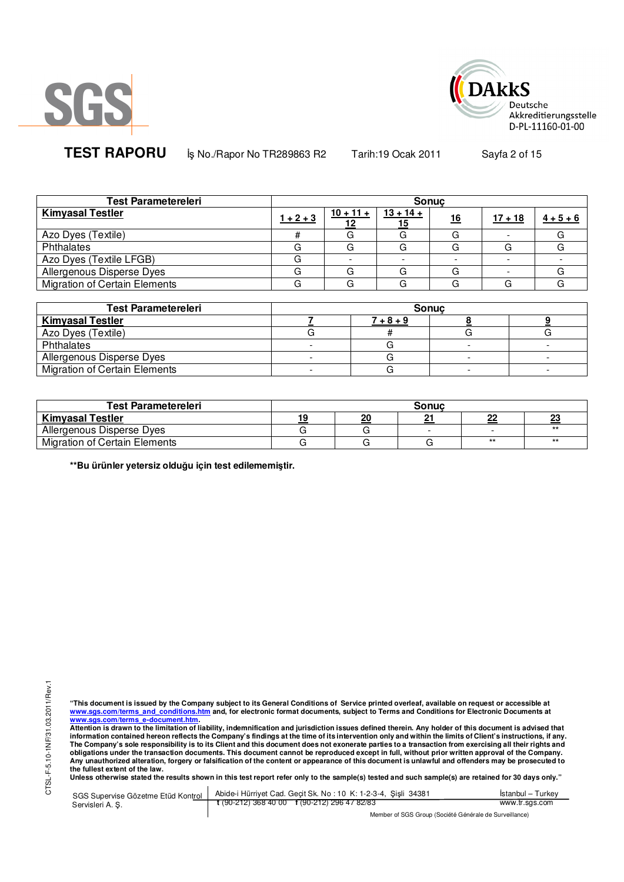| Test Parametereleri | Sonuç | | | | | |
|---|---|---|---|---|---|---|
| **Kimyasal Testler** | 1 + 2 + 3 | 10 + 11 + 12 | 13 + 14 + 15 | 16 | 17 + 18 | 4 + 5 + 6 |
| Azo Dyes (Textile) | # | G | G | G | - | G |
| Phthalates | G | G | G | G | G | G |
| Azo Dyes (Textile LFGB) | G | - | - | - | - | - |
| Allergenous Disperse Dyes | G | G | G | G | - | G |
| Migration of Certain Elements | G | G | G | G | G | G |

| Test Parametereleri | Sonuç | | | |
|---|---|---|---|---|
| **Kimyasal Testler** | 7 | 7 + 8 + 9 | 8 | 9 |
| Azo Dyes (Textile) | G | # | G | G |
| Phthalates | - | G | - | - |
| Allergenous Disperse Dyes | - | G | - | - |
| Migration of Certain Elements | - | G | - | - |

| Test Parametereleri | Sonuç | | | | |
|---|---|---|---|---|---|
| **Kimyasal Testler** | 19 | 20 | 21 | 22 | 23 |
| Allergenous Disperse Dyes | G | G | - | - | ** |
| Migration of Certain Elements | G | G | G | ** | ** |

**\*\*Bu ürünler yetersiz olduğu için test edilememiştir.**

**"This document is issued by the Company subject to its General Conditions of Service printed overleaf, available on request or accessible at www.sgs.com/terms_and_conditions.htm and, for electronic format documents, subject to Terms and Conditions for Electronic Documents at www.sgs.com/terms_e-document.htm.**
**Attention is drawn to the limitation of liability, indemnification and jurisdiction issues defined therein. Any holder of this document is advised that information contained hereon reflects the Company's findings at the time of its intervention only and within the limits of Client's instructions, if any. The Company's sole responsibility is to its Client and this document does not exonerate parties to a transaction from exercising all their rights and obligations under the transaction documents. This document cannot be reproduced except in full, without prior written approval of the Company. Any unauthorized alteration, forgery or falsification of the content or appearance of this document is unlawful and offenders may be prosecuted to the fullest extent of the law.**
**Unless otherwise stated the results shown in this test report refer only to the sample(s) tested and such sample(s) are retained for 30 days only."**

SGS Supervise Gözetme Etüd Kontrol Servisleri A. Ş. | Abide-i Hürriyet Cad. Geçit Sk. No : 10 K: 1-2-3-4, Şişli 34381 | İstanbul – Turkey
t (90-212) 368 40 00 f (90-212) 296 47 82/83 | www.tr.sgs.com

Member of SGS Group (Société Générale de Surveillance)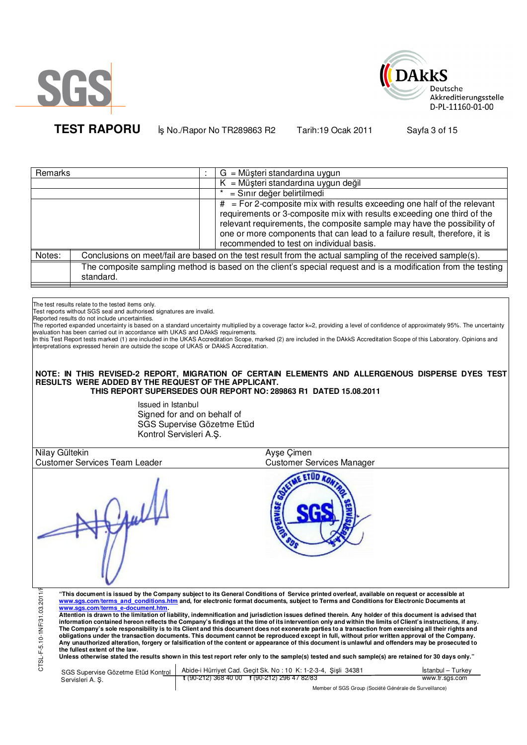**TEST RAPORU** İş No./Rapor No TR289863 R2 Tarih:19 Ocak 2011

| Remarks | : | G = Müşteri standardına uygun |
|---|---|---|
| | | K = Müşteri standardına uygun değil |
| | | * = Sınır değer belirtilmedi |
| | | # = For 2-composite mix with results exceeding one half of the relevant requirements or 3-composite mix with results exceeding one third of the relevant requirements, the composite sample may have the possibility of one or more components that can lead to a failure result, therefore, it is recommended to test on individual basis. |
| Notes: | Conclusions on meet/fail are based on the test result from the actual sampling of the received sample(s). | |
| | The composite sampling method is based on the client's special request and is a modification from the testing standard. | |

The test results relate to the tested items only.
Test reports without SGS seal and authorised signatures are invalid.
Reported results do not include uncertainties.
The reported expanded uncertainty is based on a standard uncertainty multiplied by a coverage factor k=2, providing a level of confidence of approximately 95%. The uncertainty evaluation has been carried out in accordance with UKAS and DAkkS requirements.
In this Test Report tests marked (1) are included in the UKAS Accreditation Scope, marked (2) are included in the DAkkS Accreditation Scope of this Laboratory. Opinions and interpretations expressed herein are outside the scope of UKAS or DAkkS Accreditation.

**NOTE: IN THIS REVISED-2 REPORT, MIGRATION OF CERTAIN ELEMENTS AND ALLERGENOUS DISPERSE DYES TEST RESULTS WERE ADDED BY THE REQUEST OF THE APPLICANT.**
**THIS REPORT SUPERSEDES OUR REPORT NO: 289863 R1 DATED 15.08.2011**

Issued in Istanbul
Signed for and on behalf of
SGS Supervise Gözetme Etüd
Kontrol Servisleri A.Ş.

| Nilay Gültekin | Ayşe Çimen |
|---|---|
| Customer Services Team Leader | Customer Services Manager |

**"This document is issued by the Company subject to its General Conditions of Service printed overleaf, available on request or accessible at www.sgs.com/terms_and_conditions.htm and, for electronic format documents, subject to Terms and Conditions for Electronic Documents at www.sgs.com/terms_e-document.htm.**
**Attention is drawn to the limitation of liability, indemnification and jurisdiction issues defined therein. Any holder of this document is advised that information contained hereon reflects the Company's findings at the time of its intervention only and within the limits of Client's instructions, if any. The Company's sole responsibility is to its Client and this document does not exonerate parties to a transaction from exercising all their rights and obligations under the transaction documents. This document cannot be reproduced except in full, without prior written approval of the Company. Any unauthorized alteration, forgery or falsification of the content or appearance of this document is unlawful and offenders may be prosecuted to the fullest extent of the law.**
**Unless otherwise stated the results shown in this test report refer only to the sample(s) tested and such sample(s) are retained for 30 days only."**

SGS Supervise Gözetme Etüd Kontrol Servisleri A. Ş. | Abide-i Hürriyet Cad. Geçit Sk. No : 10 K: 1-2-3-4, Şişli 34381 t (90-212) 368 40 00 f (90-212) 296 47 82/83 | İstanbul – Turkey www.tr.sgs.com

Member of SGS Group (Société Générale de Surveillance)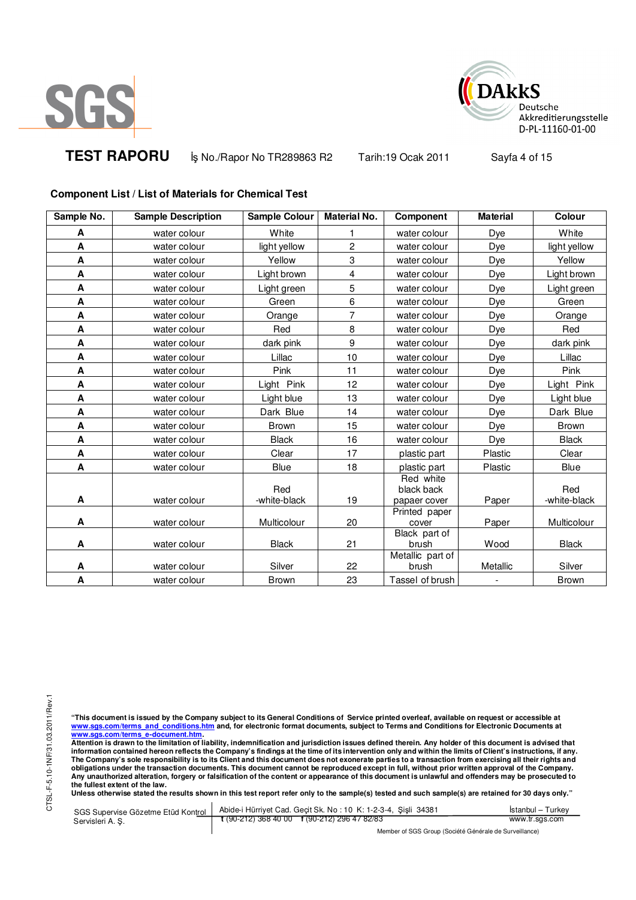**TEST RAPORU** İş No./Rapor No TR289863 R2 Tarih:19 Ocak 2011

### Component List / List of Materials for Chemical Test

| Sample No. | Sample Description | Sample Colour | Material No. | Component | Material | Colour |
|---|---|---|---|---|---|---|
| A | water colour | White | 1 | water colour | Dye | White |
| A | water colour | light yellow | 2 | water colour | Dye | light yellow |
| A | water colour | Yellow | 3 | water colour | Dye | Yellow |
| A | water colour | Light brown | 4 | water colour | Dye | Light brown |
| A | water colour | Light green | 5 | water colour | Dye | Light green |
| A | water colour | Green | 6 | water colour | Dye | Green |
| A | water colour | Orange | 7 | water colour | Dye | Orange |
| A | water colour | Red | 8 | water colour | Dye | Red |
| A | water colour | dark pink | 9 | water colour | Dye | dark pink |
| A | water colour | Lillac | 10 | water colour | Dye | Lillac |
| A | water colour | Pink | 11 | water colour | Dye | Pink |
| A | water colour | Light Pink | 12 | water colour | Dye | Light Pink |
| A | water colour | Light blue | 13 | water colour | Dye | Light blue |
| A | water colour | Dark Blue | 14 | water colour | Dye | Dark Blue |
| A | water colour | Brown | 15 | water colour | Dye | Brown |
| A | water colour | Black | 16 | water colour | Dye | Black |
| A | water colour | Clear | 17 | plastic part | Plastic | Clear |
| A | water colour | Blue | 18 | plastic part | Plastic | Blue |
| A | water colour | Red -white-black | 19 | Red white black back papaer cover | Paper | Red -white-black |
| A | water colour | Multicolour | 20 | Printed paper cover | Paper | Multicolour |
| A | water colour | Black | 21 | Black part of brush | Wood | Black |
| A | water colour | Silver | 22 | Metallic part of brush | Metallic | Silver |
| A | water colour | Brown | 23 | Tassel of brush | - | Brown |

**"This document is issued by the Company subject to its General Conditions of Service printed overleaf, available on request or accessible at www.sgs.com/terms_and_conditions.htm and, for electronic format documents, subject to Terms and Conditions for Electronic Documents at www.sgs.com/terms_e-document.htm.**
**Attention is drawn to the limitation of liability, indemnification and jurisdiction issues defined therein. Any holder of this document is advised that information contained hereon reflects the Company's findings at the time of its intervention only and within the limits of Client's instructions, if any. The Company's sole responsibility is to its Client and this document does not exonerate parties to a transaction from exercising all their rights and obligations under the transaction documents. This document cannot be reproduced except in full, without prior written approval of the Company. Any unauthorized alteration, forgery or falsification of the content or appearance of this document is unlawful and offenders may be prosecuted to the fullest extent of the law.**
**Unless otherwise stated the results shown in this test report refer only to the sample(s) tested and such sample(s) are retained for 30 days only."**

SGS Supervise Gözetme Etüd Kontrol Servisleri A. Ş. | Abide-i Hürriyet Cad. Geçit Sk. No : 10 K: 1-2-3-4, Şişli 34381 | İstanbul – Turkey
t (90-212) 368 40 00 f (90-212) 296 47 82/83 | www.tr.sgs.com

Member of SGS Group (Société Générale de Surveillance)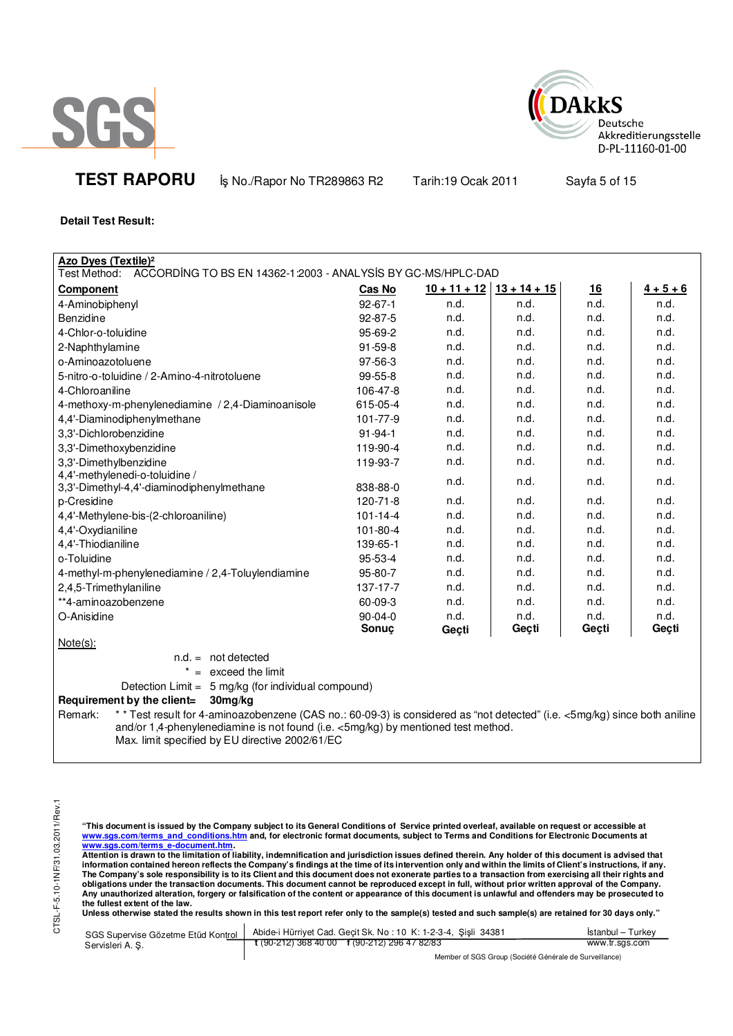**TEST RAPORU** İş No./Rapor No TR289863 R2 Tarih:19 Ocak 2011

**Detail Test Result:**

**Azo Dyes (Textile)²**

Test Method: ACCORDİNG TO BS EN 14362-1:2003 - ANALYSİS BY GC-MS/HPLC-DAD

| Component | Cas No | 10 + 11 + 12 | 13 + 14 + 15 | 16 | 4 + 5 + 6 |
|---|---|---|---|---|---|
| 4-Aminobiphenyl | 92-67-1 | n.d. | n.d. | n.d. | n.d. |
| Benzidine | 92-87-5 | n.d. | n.d. | n.d. | n.d. |
| 4-Chlor-o-toluidine | 95-69-2 | n.d. | n.d. | n.d. | n.d. |
| 2-Naphthylamine | 91-59-8 | n.d. | n.d. | n.d. | n.d. |
| o-Aminoazotoluene | 97-56-3 | n.d. | n.d. | n.d. | n.d. |
| 5-nitro-o-toluidine / 2-Amino-4-nitrotoluene | 99-55-8 | n.d. | n.d. | n.d. | n.d. |
| 4-Chloroaniline | 106-47-8 | n.d. | n.d. | n.d. | n.d. |
| 4-methoxy-m-phenylenediamine / 2,4-Diaminoanisole | 615-05-4 | n.d. | n.d. | n.d. | n.d. |
| 4,4'-Diaminodiphenylmethane | 101-77-9 | n.d. | n.d. | n.d. | n.d. |
| 3,3'-Dichlorobenzidine | 91-94-1 | n.d. | n.d. | n.d. | n.d. |
| 3,3'-Dimethoxybenzidine | 119-90-4 | n.d. | n.d. | n.d. | n.d. |
| 3,3'-Dimethylbenzidine | 119-93-7 | n.d. | n.d. | n.d. | n.d. |
| 4,4'-methylenedi-o-toluidine / 3,3'-Dimethyl-4,4'-diaminodiphenylmethane | 838-88-0 | n.d. | n.d. | n.d. | n.d. |
| p-Cresidine | 120-71-8 | n.d. | n.d. | n.d. | n.d. |
| 4,4'-Methylene-bis-(2-chloroaniline) | 101-14-4 | n.d. | n.d. | n.d. | n.d. |
| 4,4'-Oxydianiline | 101-80-4 | n.d. | n.d. | n.d. | n.d. |
| 4,4'-Thiodianiline | 139-65-1 | n.d. | n.d. | n.d. | n.d. |
| o-Toluidine | 95-53-4 | n.d. | n.d. | n.d. | n.d. |
| 4-methyl-m-phenylenediamine / 2,4-Toluylendiamine | 95-80-7 | n.d. | n.d. | n.d. | n.d. |
| 2,4,5-Trimethylaniline | 137-17-7 | n.d. | n.d. | n.d. | n.d. |
| **4-aminoazobenzene | 60-09-3 | n.d. | n.d. | n.d. | n.d. |
| O-Anisidine | 90-04-0 | n.d. | n.d. | n.d. | n.d. |
| | **Sonuç** | **Geçti** | **Geçti** | **Geçti** | **Geçti** |

Note(s):

n.d. = not detected

* = exceed the limit

Detection Limit = 5 mg/kg (for individual compound)

**Requirement by the client= 30mg/kg**

Remark: ** Test result for 4-aminoazobenzene (CAS no.: 60-09-3) is considered as "not detected" (i.e. <5mg/kg) since both aniline and/or 1,4-phenylenediamine is not found (i.e. <5mg/kg) by mentioned test method.
Max. limit specified by EU directive 2002/61/EC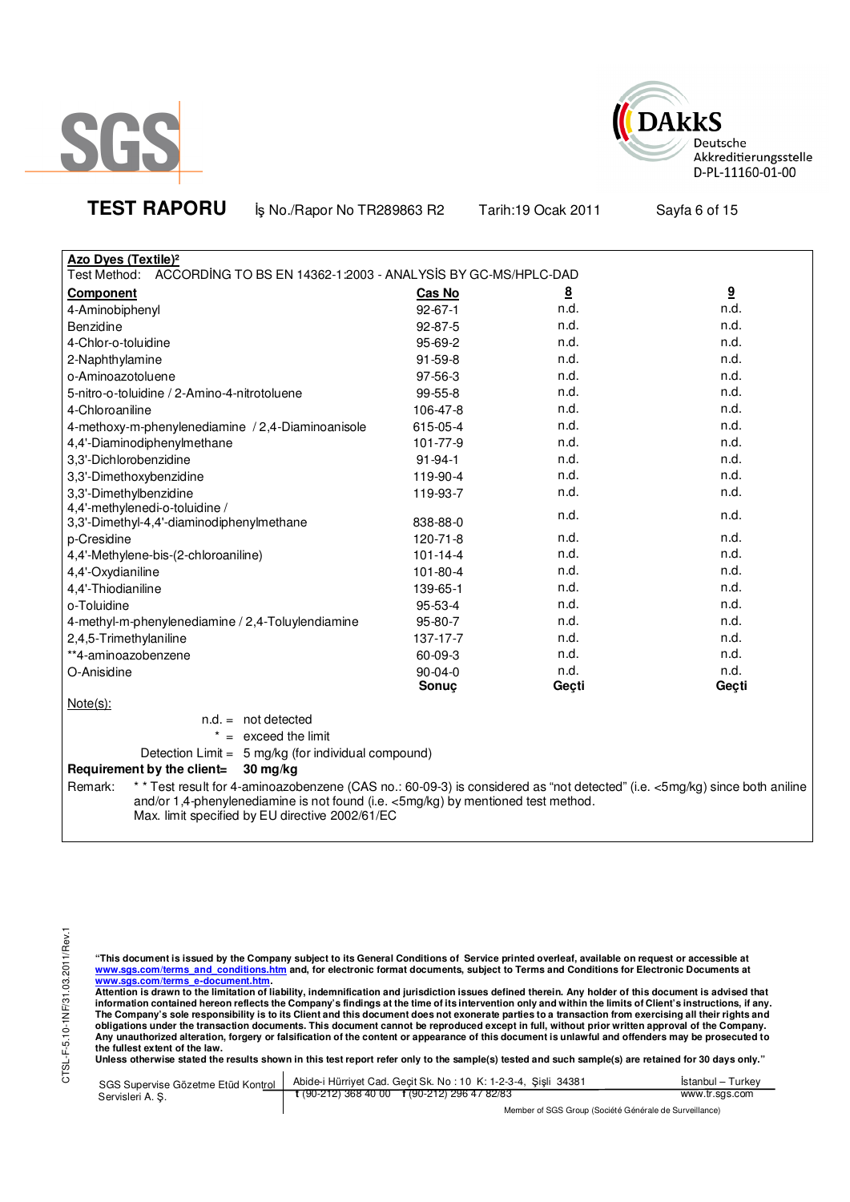**TEST RAPORU** İş No./Rapor No TR289863 R2 Tarih:19 Ocak 2011

**Azo Dyes (Textile)²**

Test Method: ACCORDİNG TO BS EN 14362-1:2003 - ANALYSİS BY GC-MS/HPLC-DAD

| Component | Cas No | 8 | 9 |
|---|---|---|---|
| 4-Aminobiphenyl | 92-67-1 | n.d. | n.d. |
| Benzidine | 92-87-5 | n.d. | n.d. |
| 4-Chlor-o-toluidine | 95-69-2 | n.d. | n.d. |
| 2-Naphthylamine | 91-59-8 | n.d. | n.d. |
| o-Aminoazotoluene | 97-56-3 | n.d. | n.d. |
| 5-nitro-o-toluidine / 2-Amino-4-nitrotoluene | 99-55-8 | n.d. | n.d. |
| 4-Chloroaniline | 106-47-8 | n.d. | n.d. |
| 4-methoxy-m-phenylenediamine / 2,4-Diaminoanisole | 615-05-4 | n.d. | n.d. |
| 4,4'-Diaminodiphenylmethane | 101-77-9 | n.d. | n.d. |
| 3,3'-Dichlorobenzidine | 91-94-1 | n.d. | n.d. |
| 3,3'-Dimethoxybenzidine | 119-90-4 | n.d. | n.d. |
| 3,3'-Dimethylbenzidine | 119-93-7 | n.d. | n.d. |
| 4,4'-methylenedi-o-toluidine / 3,3'-Dimethyl-4,4'-diaminodiphenylmethane | 838-88-0 | n.d. | n.d. |
| p-Cresidine | 120-71-8 | n.d. | n.d. |
| 4,4'-Methylene-bis-(2-chloroaniline) | 101-14-4 | n.d. | n.d. |
| 4,4'-Oxydianiline | 101-80-4 | n.d. | n.d. |
| 4,4'-Thiodianiline | 139-65-1 | n.d. | n.d. |
| o-Toluidine | 95-53-4 | n.d. | n.d. |
| 4-methyl-m-phenylenediamine / 2,4-Toluylendiamine | 95-80-7 | n.d. | n.d. |
| 2,4,5-Trimethylaniline | 137-17-7 | n.d. | n.d. |
| **4-aminoazobenzene | 60-09-3 | n.d. | n.d. |
| O-Anisidine | 90-04-0 | n.d. | n.d. |
| | **Sonuç** | **Geçti** | **Geçti** |

Note(s):

n.d. = not detected

* = exceed the limit

Detection Limit = 5 mg/kg (for individual compound)

**Requirement by the client= 30 mg/kg**

Remark: * * Test result for 4-aminoazobenzene (CAS no.: 60-09-3) is considered as "not detected" (i.e. <5mg/kg) since both aniline and/or 1,4-phenylenediamine is not found (i.e. <5mg/kg) by mentioned test method.
Max. limit specified by EU directive 2002/61/EC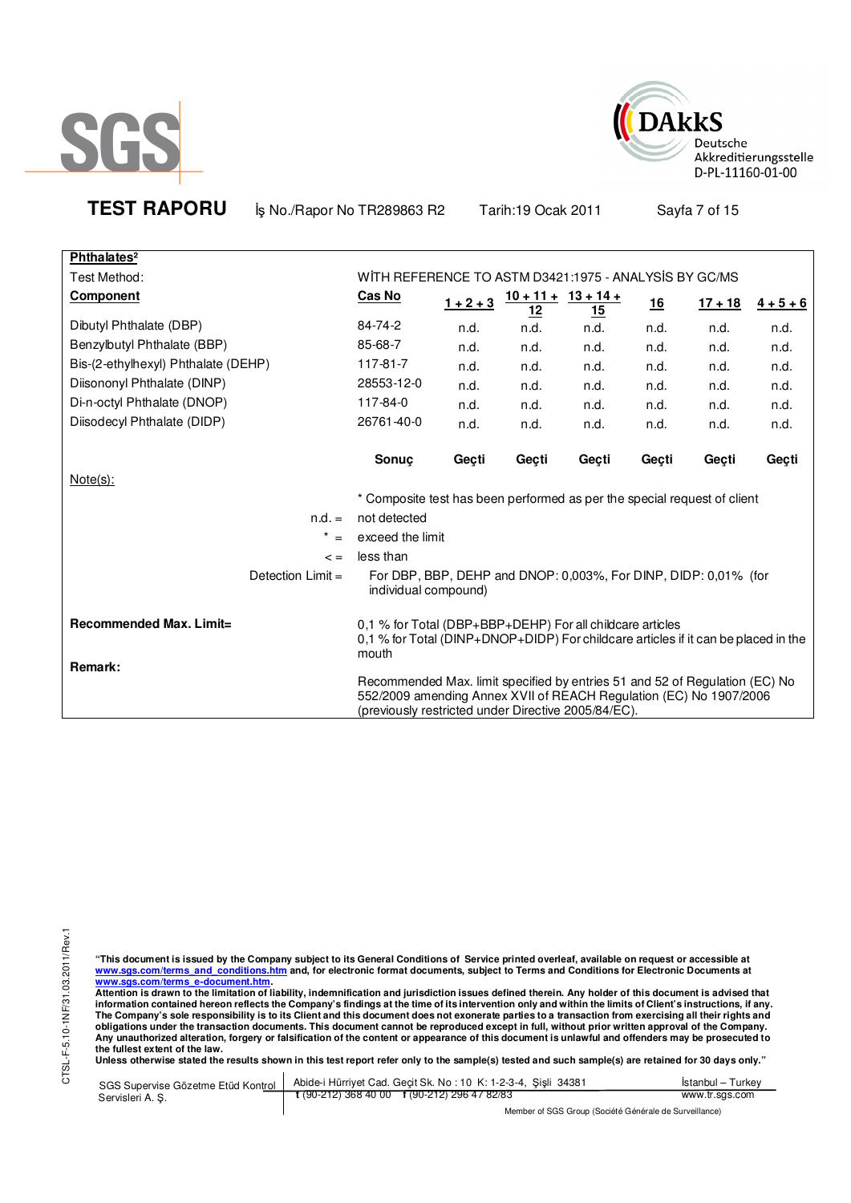**TEST RAPORU** İş No./Rapor No TR289863 R2 Tarih:19 Ocak 2011

| **Phthalates**[2] | | | | | | | | |
|---|---|---|---|---|---|---|---|---|
| Test Method: | WİTH REFERENCE TO ASTM D3421:1975 - ANALYSİS BY GC/MS | | | | | | | |
| **Component** | **Cas No** | **1 + 2 + 3** | **10 + 11 + 12** | **13 + 14 + 15** | **16** | **17 + 18** | **4 + 5 + 6** |
| Dibutyl Phthalate (DBP) | 84-74-2 | n.d. | n.d. | n.d. | n.d. | n.d. | n.d. |
| Benzylbutyl Phthalate (BBP) | 85-68-7 | n.d. | n.d. | n.d. | n.d. | n.d. | n.d. |
| Bis-(2-ethylhexyl) Phthalate (DEHP) | 117-81-7 | n.d. | n.d. | n.d. | n.d. | n.d. | n.d. |
| Diisononyl Phthalate (DINP) | 28553-12-0 | n.d. | n.d. | n.d. | n.d. | n.d. | n.d. |
| Di-n-octyl Phthalate (DNOP) | 117-84-0 | n.d. | n.d. | n.d. | n.d. | n.d. | n.d. |
| Diisodecyl Phthalate (DIDP) | 26761-40-0 | n.d. | n.d. | n.d. | n.d. | n.d. | n.d. |
| | **Sonuç** | **Geçti** | **Geçti** | **Geçti** | **Geçti** | **Geçti** | **Geçti** |

Note(s):

* Composite test has been performed as per the special request of client

n.d. = not detected

* = exceed the limit

< = less than

Detection Limit = For DBP, BBP, DEHP and DNOP: 0,003%, For DINP, DIDP: 0,01% (for individual compound)

**Recommended Max. Limit=** 0,1 % for Total (DBP+BBP+DEHP) For all childcare articles
0,1 % for Total (DINP+DNOP+DIDP) For childcare articles if it can be placed in the mouth

**Remark:** Recommended Max. limit specified by entries 51 and 52 of Regulation (EC) No 552/2009 amending Annex XVII of REACH Regulation (EC) No 1907/2006 (previously restricted under Directive 2005/84/EC).

**"This document is issued by the Company subject to its General Conditions of Service printed overleaf, available on request or accessible at www.sgs.com/terms_and_conditions.htm and, for electronic format documents, subject to Terms and Conditions for Electronic Documents at www.sgs.com/terms_e-document.htm.**
**Attention is drawn to the limitation of liability, indemnification and jurisdiction issues defined therein. Any holder of this document is advised that information contained hereon reflects the Company's findings at the time of its intervention only and within the limits of Client's instructions, if any. The Company's sole responsibility is to its Client and this document does not exonerate parties to a transaction from exercising all their rights and obligations under the transaction documents. This document cannot be reproduced except in full, without prior written approval of the Company. Any unauthorized alteration, forgery or falsification of the content or appearance of this document is unlawful and offenders may be prosecuted to the fullest extent of the law.**
**Unless otherwise stated the results shown in this test report refer only to the sample(s) tested and such sample(s) are retained for 30 days only."**

SGS Supervise Gözetme Etüd Kontrol Servisleri A. Ş. | Abide-i Hürriyet Cad. Geçit Sk. No : 10 K: 1-2-3-4, Şişli 34381 | t (90-212) 368 40 00 f (90-212) 296 47 82/83 | İstanbul – Turkey www.tr.sgs.com

Member of SGS Group (Société Générale de Surveillance)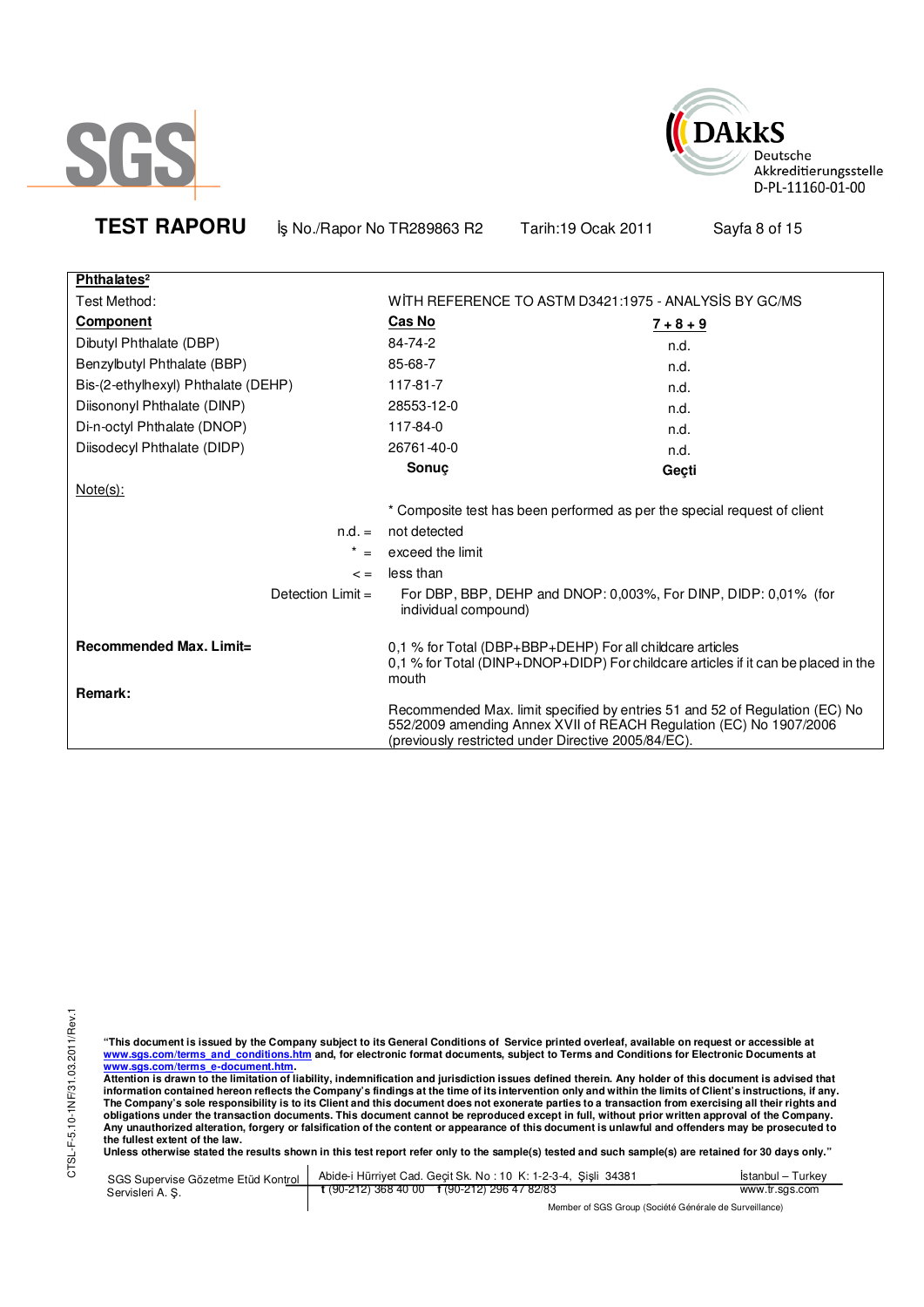**TEST RAPORU** İş No./Rapor No TR289863 R2 Tarih:19 Ocak 2011

| **Phthalates[2]** | | |
|---|---|---|
| Test Method: | WİTH REFERENCE TO ASTM D3421:1975 - ANALYSİS BY GC/MS | |
| **Component** | **Cas No** | **7 + 8 + 9** |
| Dibutyl Phthalate (DBP) | 84-74-2 | n.d. |
| Benzylbutyl Phthalate (BBP) | 85-68-7 | n.d. |
| Bis-(2-ethylhexyl) Phthalate (DEHP) | 117-81-7 | n.d. |
| Diisononyl Phthalate (DINP) | 28553-12-0 | n.d. |
| Di-n-octyl Phthalate (DNOP) | 117-84-0 | n.d. |
| Diisodecyl Phthalate (DIDP) | 26761-40-0 | n.d. |
| | **Sonuç** | **Geçti** |

Note(s):

\* Composite test has been performed as per the special request of client

n.d. = not detected

\* = exceed the limit

< = less than

Detection Limit = For DBP, BBP, DEHP and DNOP: 0,003%, For DINP, DIDP: 0,01% (for individual compound)

**Recommended Max. Limit=** 0,1 % for Total (DBP+BBP+DEHP) For all childcare articles
0,1 % for Total (DINP+DNOP+DIDP) For childcare articles if it can be placed in the mouth

**Remark:** Recommended Max. limit specified by entries 51 and 52 of Regulation (EC) No 552/2009 amending Annex XVII of REACH Regulation (EC) No 1907/2006 (previously restricted under Directive 2005/84/EC).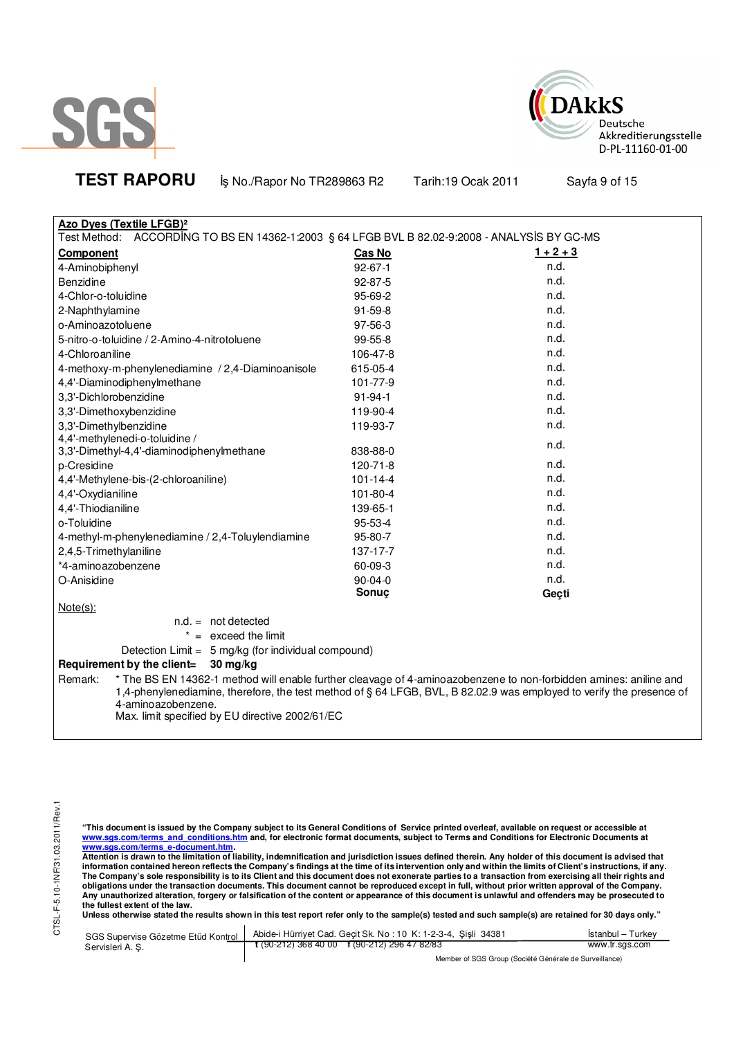**TEST RAPORU** İş No./Rapor No TR289863 R2 Tarih:19 Ocak 2011

**Azo Dyes (Textile LFGB)[2]**

Test Method: ACCORDİNG TO BS EN 14362-1:2003 § 64 LFGB BVL B 82.02-9:2008 - ANALYSİS BY GC-MS

| Component | Cas No | 1 + 2 + 3 |
|---|---|---|
| 4-Aminobiphenyl | 92-67-1 | n.d. |
| Benzidine | 92-87-5 | n.d. |
| 4-Chlor-o-toluidine | 95-69-2 | n.d. |
| 2-Naphthylamine | 91-59-8 | n.d. |
| o-Aminoazotoluene | 97-56-3 | n.d. |
| 5-nitro-o-toluidine / 2-Amino-4-nitrotoluene | 99-55-8 | n.d. |
| 4-Chloroaniline | 106-47-8 | n.d. |
| 4-methoxy-m-phenylenediamine / 2,4-Diaminoanisole | 615-05-4 | n.d. |
| 4,4'-Diaminodiphenylmethane | 101-77-9 | n.d. |
| 3,3'-Dichlorobenzidine | 91-94-1 | n.d. |
| 3,3'-Dimethoxybenzidine | 119-90-4 | n.d. |
| 3,3'-Dimethylbenzidine | 119-93-7 | n.d. |
| 4,4'-methylenedi-o-toluidine / 3,3'-Dimethyl-4,4'-diaminodiphenylmethane | 838-88-0 | n.d. |
| p-Cresidine | 120-71-8 | n.d. |
| 4,4'-Methylene-bis-(2-chloroaniline) | 101-14-4 | n.d. |
| 4,4'-Oxydianiline | 101-80-4 | n.d. |
| 4,4'-Thiodianiline | 139-65-1 | n.d. |
| o-Toluidine | 95-53-4 | n.d. |
| 4-methyl-m-phenylenediamine / 2,4-Toluylendiamine | 95-80-7 | n.d. |
| 2,4,5-Trimethylaniline | 137-17-7 | n.d. |
| *4-aminoazobenzene | 60-09-3 | n.d. |
| O-Anisidine | 90-04-0 | n.d. |
| | **Sonuç** | **Geçti** |

Note(s):

n.d. = not detected

* = exceed the limit

Detection Limit = 5 mg/kg (for individual compound)

**Requirement by the client= 30 mg/kg**

Remark: * The BS EN 14362-1 method will enable further cleavage of 4-aminoazobenzene to non-forbidden amines: aniline and 1,4-phenylenediamine, therefore, the test method of § 64 LFGB, BVL, B 82.02.9 was employed to verify the presence of 4-aminoazobenzene.
Max. limit specified by EU directive 2002/61/EC

**"This document is issued by the Company subject to its General Conditions of Service printed overleaf, available on request or accessible at www.sgs.com/terms_and_conditions.htm and, for electronic format documents, subject to Terms and Conditions for Electronic Documents at www.sgs.com/terms_e-document.htm.
Attention is drawn to the limitation of liability, indemnification and jurisdiction issues defined therein. Any holder of this document is advised that information contained hereon reflects the Company's findings at the time of its intervention only and within the limits of Client's instructions, if any. The Company's sole responsibility is to its Client and this document does not exonerate parties to a transaction from exercising all their rights and obligations under the transaction documents. This document cannot be reproduced except in full, without prior written approval of the Company. Any unauthorized alteration, forgery or falsification of the content or appearance of this document is unlawful and offenders may be prosecuted to the fullest extent of the law.
Unless otherwise stated the results shown in this test report refer only to the sample(s) tested and such sample(s) are retained for 30 days only."**

SGS Supervise Gözetme Etüd Kontrol Servisleri A. Ş. | Abide-i Hürriyet Cad. Geçit Sk. No : 10 K: 1-2-3-4, Şişli 34381 | İstanbul – Turkey
t (90-212) 368 40 00 f (90-212) 296 47 82/83 | www.tr.sgs.com
Member of SGS Group (Société Générale de Surveillance)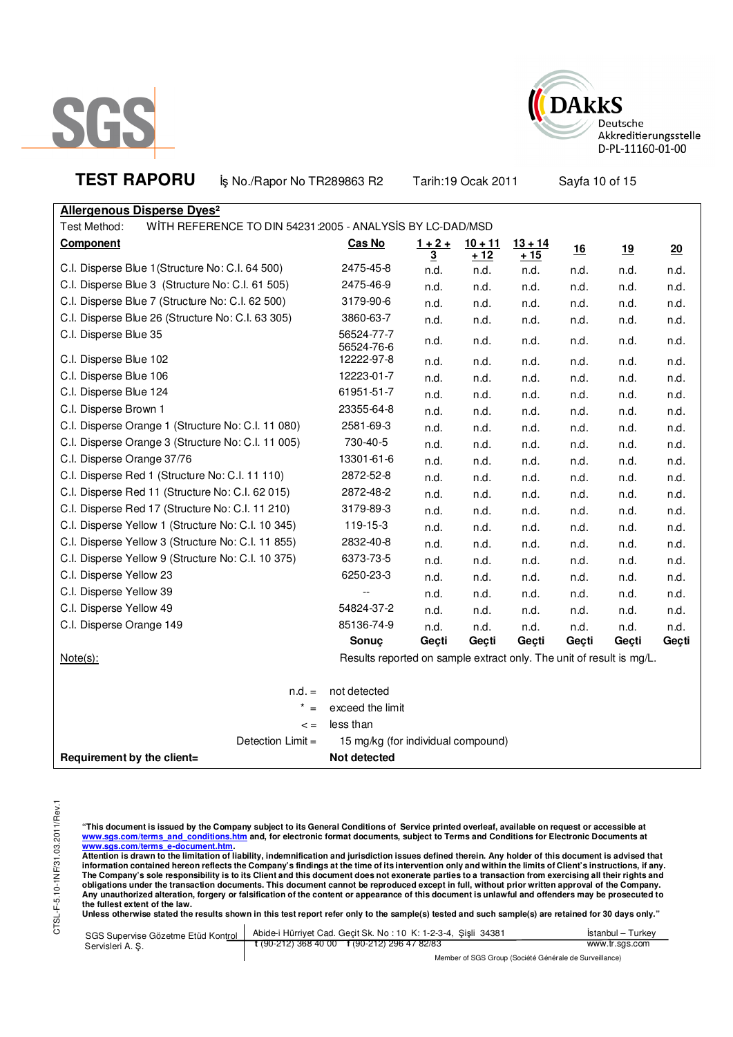**TEST RAPORU** İş No./Rapor No TR289863 R2 Tarih:19 Ocak 2011

| **Allergenous Disperse Dyes**[2] | | | | | | | |
|---|---|---|---|---|---|---|---|
| Test Method: WİTH REFERENCE TO DIN 54231:2005 - ANALYSİS BY LC-DAD/MSD | | | | | | | |
| **Component** | **Cas No** | **1 + 2 + 3** | **10 + 11 + 12** | **13 + 14 + 15** | **16** | **19** | **20** |
| C.I. Disperse Blue 1 (Structure No: C.I. 64 500) | 2475-45-8 | n.d. | n.d. | n.d. | n.d. | n.d. | n.d. |
| C.I. Disperse Blue 3 (Structure No: C.I. 61 505) | 2475-46-9 | n.d. | n.d. | n.d. | n.d. | n.d. | n.d. |
| C.I. Disperse Blue 7 (Structure No: C.I. 62 500) | 3179-90-6 | n.d. | n.d. | n.d. | n.d. | n.d. | n.d. |
| C.I. Disperse Blue 26 (Structure No: C.I. 63 305) | 3860-63-7 | n.d. | n.d. | n.d. | n.d. | n.d. | n.d. |
| C.I. Disperse Blue 35 | 56524-77-7 56524-76-6 | n.d. | n.d. | n.d. | n.d. | n.d. | n.d. |
| C.I. Disperse Blue 102 | 12222-97-8 | n.d. | n.d. | n.d. | n.d. | n.d. | n.d. |
| C.I. Disperse Blue 106 | 12223-01-7 | n.d. | n.d. | n.d. | n.d. | n.d. | n.d. |
| C.I. Disperse Blue 124 | 61951-51-7 | n.d. | n.d. | n.d. | n.d. | n.d. | n.d. |
| C.I. Disperse Brown 1 | 23355-64-8 | n.d. | n.d. | n.d. | n.d. | n.d. | n.d. |
| C.I. Disperse Orange 1 (Structure No: C.I. 11 080) | 2581-69-3 | n.d. | n.d. | n.d. | n.d. | n.d. | n.d. |
| C.I. Disperse Orange 3 (Structure No: C.I. 11 005) | 730-40-5 | n.d. | n.d. | n.d. | n.d. | n.d. | n.d. |
| C.I. Disperse Orange 37/76 | 13301-61-6 | n.d. | n.d. | n.d. | n.d. | n.d. | n.d. |
| C.I. Disperse Red 1 (Structure No: C.I. 11 110) | 2872-52-8 | n.d. | n.d. | n.d. | n.d. | n.d. | n.d. |
| C.I. Disperse Red 11 (Structure No: C.I. 62 015) | 2872-48-2 | n.d. | n.d. | n.d. | n.d. | n.d. | n.d. |
| C.I. Disperse Red 17 (Structure No: C.I. 11 210) | 3179-89-3 | n.d. | n.d. | n.d. | n.d. | n.d. | n.d. |
| C.I. Disperse Yellow 1 (Structure No: C.I. 10 345) | 119-15-3 | n.d. | n.d. | n.d. | n.d. | n.d. | n.d. |
| C.I. Disperse Yellow 3 (Structure No: C.I. 11 855) | 2832-40-8 | n.d. | n.d. | n.d. | n.d. | n.d. | n.d. |
| C.I. Disperse Yellow 9 (Structure No: C.I. 10 375) | 6373-73-5 | n.d. | n.d. | n.d. | n.d. | n.d. | n.d. |
| C.I. Disperse Yellow 23 | 6250-23-3 | n.d. | n.d. | n.d. | n.d. | n.d. | n.d. |
| C.I. Disperse Yellow 39 | -- | n.d. | n.d. | n.d. | n.d. | n.d. | n.d. |
| C.I. Disperse Yellow 49 | 54824-37-2 | n.d. | n.d. | n.d. | n.d. | n.d. | n.d. |
| C.I. Disperse Orange 149 | 85136-74-9 | n.d. | n.d. | n.d. | n.d. | n.d. | n.d. |
| | **Sonuç** | **Geçti** | **Geçti** | **Geçti** | **Geçti** | **Geçti** | **Geçti** |

Note(s): Results reported on sample extract only. The unit of result is mg/L.

n.d. = not detected

\* = exceed the limit

< = less than

Detection Limit = 15 mg/kg (for individual compound)

**Requirement by the client= Not detected**

**"This document is issued by the Company subject to its General Conditions of Service printed overleaf, available on request or accessible at www.sgs.com/terms_and_conditions.htm and, for electronic format documents, subject to Terms and Conditions for Electronic Documents at www.sgs.com/terms_e-document.htm.**
**Attention is drawn to the limitation of liability, indemnification and jurisdiction issues defined therein. Any holder of this document is advised that information contained hereon reflects the Company's findings at the time of its intervention only and within the limits of Client's instructions, if any. The Company's sole responsibility is to its Client and this document does not exonerate parties to a transaction from exercising all their rights and obligations under the transaction documents. This document cannot be reproduced except in full, without prior written approval of the Company. Any unauthorized alteration, forgery or falsification of the content or appearance of this document is unlawful and offenders may be prosecuted to the fullest extent of the law.**
**Unless otherwise stated the results shown in this test report refer only to the sample(s) tested and such sample(s) are retained for 30 days only."**

SGS Supervise Gözetme Etüd Kontrol Servisleri A. Ş. | Abide-i Hürriyet Cad. Geçit Sk. No : 10 K: 1-2-3-4, Şişli 34381 | İstanbul – Turkey
t (90-212) 368 40 00 f (90-212) 296 47 82/83 | www.tr.sgs.com

Member of SGS Group (Société Générale de Surveillance)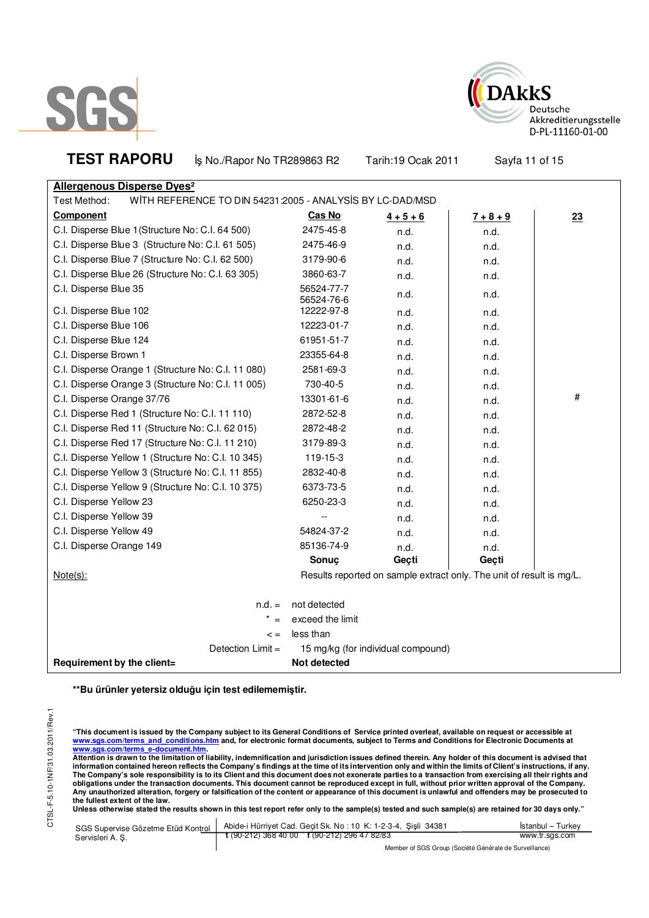SGS

DAkkS Deutsche Akkreditierungsstelle D-PL-11160-01-00

**TEST RAPORU** İş No./Rapor No TR289863 R2 Tarih:19 Ocak 2011 Sayfa 11 of 15

**Allergenous Disperse Dyes²**

Test Method: WİTH REFERENCE TO DIN 54231:2005 - ANALYSİS BY LC-DAD/MSD

| Component | Cas No | 4 + 5 + 6 | 7 + 8 + 9 | 23 |
|---|---|---|---|---|
| C.I. Disperse Blue 1(Structure No: C.I. 64 500) | 2475-45-8 | n.d. | n.d. | |
| C.I. Disperse Blue 3 (Structure No: C.I. 61 505) | 2475-46-9 | n.d. | n.d. | |
| C.I. Disperse Blue 7 (Structure No: C.I. 62 500) | 3179-90-6 | n.d. | n.d. | |
| C.I. Disperse Blue 26 (Structure No: C.I. 63 305) | 3860-63-7 | n.d. | n.d. | |
| C.I. Disperse Blue 35 | 56524-77-7 56524-76-6 | n.d. | n.d. | |
| C.I. Disperse Blue 102 | 12222-97-8 | n.d. | n.d. | |
| C.I. Disperse Blue 106 | 12223-01-7 | n.d. | n.d. | |
| C.I. Disperse Blue 124 | 61951-51-7 | n.d. | n.d. | |
| C.I. Disperse Brown 1 | 23355-64-8 | n.d. | n.d. | |
| C.I. Disperse Orange 1 (Structure No: C.I. 11 080) | 2581-69-3 | n.d. | n.d. | |
| C.I. Disperse Orange 3 (Structure No: C.I. 11 005) | 730-40-5 | n.d. | n.d. | |
| C.I. Disperse Orange 37/76 | 13301-61-6 | n.d. | n.d. | # |
| C.I. Disperse Red 1 (Structure No: C.I. 11 110) | 2872-52-8 | n.d. | n.d. | |
| C.I. Disperse Red 11 (Structure No: C.I. 62 015) | 2872-48-2 | n.d. | n.d. | |
| C.I. Disperse Red 17 (Structure No: C.I. 11 210) | 3179-89-3 | n.d. | n.d. | |
| C.I. Disperse Yellow 1 (Structure No: C.I. 10 345) | 119-15-3 | n.d. | n.d. | |
| C.I. Disperse Yellow 3 (Structure No: C.I. 11 855) | 2832-40-8 | n.d. | n.d. | |
| C.I. Disperse Yellow 9 (Structure No: C.I. 10 375) | 6373-73-5 | n.d. | n.d. | |
| C.I. Disperse Yellow 23 | 6250-23-3 | n.d. | n.d. | |
| C.I. Disperse Yellow 39 | -- | n.d. | n.d. | |
| C.I. Disperse Yellow 49 | 54824-37-2 | n.d. | n.d. | |
| C.I. Disperse Orange 149 | 85136-74-9 | n.d. | n.d. | |
| | **Sonuç** | **Geçti** | **Geçti** | |

Note(s): Results reported on sample extract only. The unit of result is mg/L.

n.d. = not detected

* = exceed the limit

< = less than

Detection Limit = 15 mg/kg (for individual compound)

**Requirement by the client= Not detected**

**\*\*Bu ürünler yetersiz olduğu için test edilememiştir.**

CTSL-F-5.10-1NF/31.03.2011/Rev.1

**"This document is issued by the Company subject to its General Conditions of Service printed overleaf, available on request or accessible at www.sgs.com/terms_and_conditions.htm and, for electronic format documents, subject to Terms and Conditions for Electronic Documents at www.sgs.com/terms_e-document.htm.**
**Attention is drawn to the limitation of liability, indemnification and jurisdiction issues defined therein. Any holder of this document is advised that information contained hereon reflects the Company's findings at the time of its intervention only and within the limits of Client's instructions, if any. The Company's sole responsibility is to its Client and this document does not exonerate parties to a transaction from exercising all their rights and obligations under the transaction documents. This document cannot be reproduced except in full, without prior written approval of the Company. Any unauthorized alteration, forgery or falsification of the content or appearance of this document is unlawful and offenders may be prosecuted to the fullest extent of the law.**
**Unless otherwise stated the results shown in this test report refer only to the sample(s) tested and such sample(s) are retained for 30 days only."**

SGS Supervise Gözetme Etüd Kontrol Servisleri A. Ş. | Abide-i Hürriyet Cad. Geçit Sk. No : 10 K: 1-2-3-4, Şişli 34381 | İstanbul – Turkey
t (90-212) 368 40 00 f (90-212) 296 47 82/83 | www.tr.sgs.com

Member of SGS Group (Société Générale de Surveillance)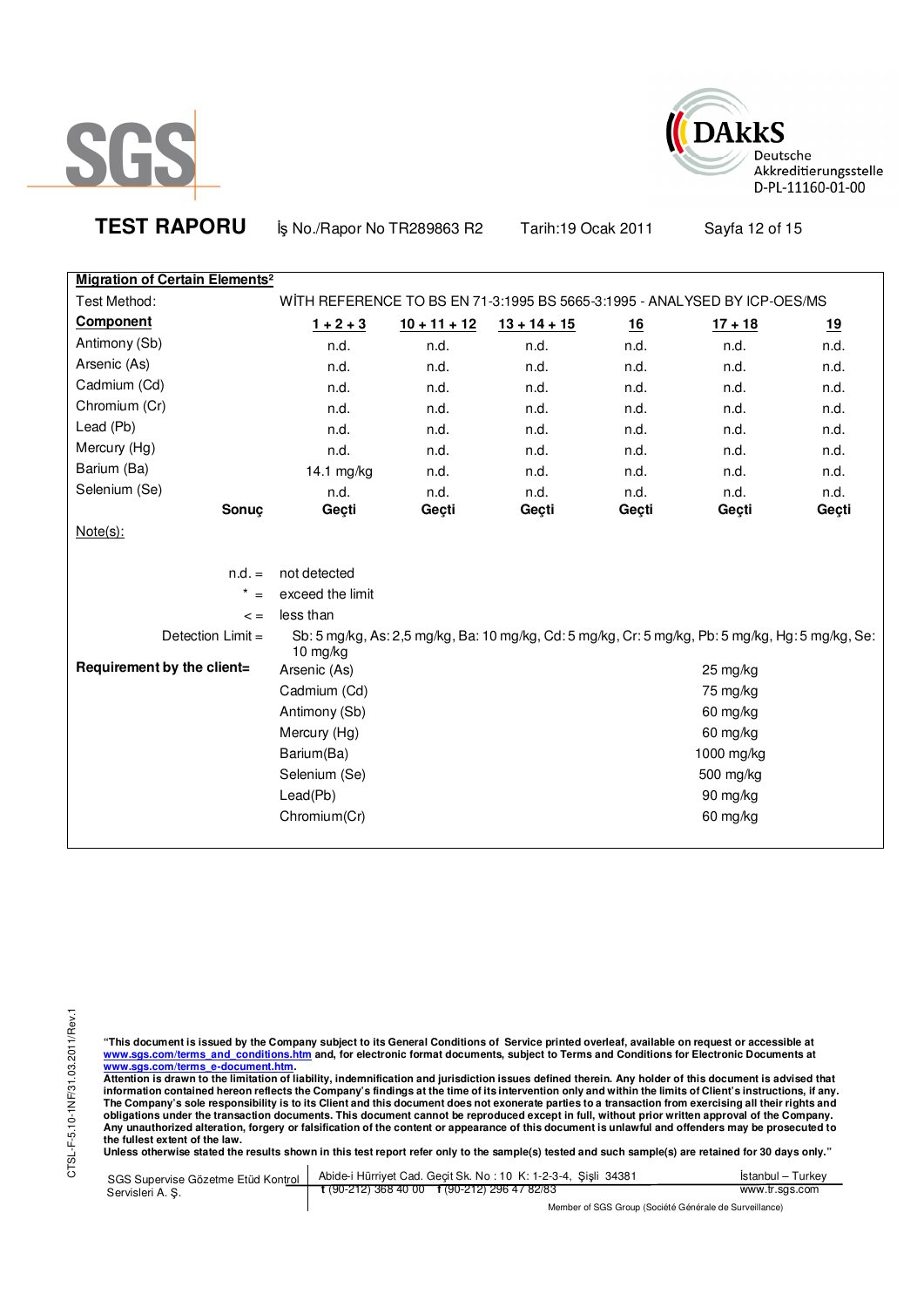**TEST RAPORU** İş No./Rapor No TR289863 R2 Tarih:19 Ocak 2011

**Migration of Certain Elements²**

Test Method: WİTH REFERENCE TO BS EN 71-3:1995 BS 5665-3:1995 - ANALYSED BY ICP-OES/MS

| Component | 1 + 2 + 3 | 10 + 11 + 12 | 13 + 14 + 15 | 16 | 17 + 18 | 19 |
|---|---|---|---|---|---|---|
| Antimony (Sb) | n.d. | n.d. | n.d. | n.d. | n.d. | n.d. |
| Arsenic (As) | n.d. | n.d. | n.d. | n.d. | n.d. | n.d. |
| Cadmium (Cd) | n.d. | n.d. | n.d. | n.d. | n.d. | n.d. |
| Chromium (Cr) | n.d. | n.d. | n.d. | n.d. | n.d. | n.d. |
| Lead (Pb) | n.d. | n.d. | n.d. | n.d. | n.d. | n.d. |
| Mercury (Hg) | n.d. | n.d. | n.d. | n.d. | n.d. | n.d. |
| Barium (Ba) | 14.1 mg/kg | n.d. | n.d. | n.d. | n.d. | n.d. |
| Selenium (Se) | n.d. | n.d. | n.d. | n.d. | n.d. | n.d. |
| **Sonuç** | **Geçti** | **Geçti** | **Geçti** | **Geçti** | **Geçti** | **Geçti** |

Note(s):

n.d. = not detected

\* = exceed the limit

< = less than

Detection Limit = Sb: 5 mg/kg, As: 2,5 mg/kg, Ba: 10 mg/kg, Cd: 5 mg/kg, Cr: 5 mg/kg, Pb: 5 mg/kg, Hg: 5 mg/kg, Se: 10 mg/kg

**Requirement by the client=**

| Element | Limit |
|---|---|
| Arsenic (As) | 25 mg/kg |
| Cadmium (Cd) | 75 mg/kg |
| Antimony (Sb) | 60 mg/kg |
| Mercury (Hg) | 60 mg/kg |
| Barium(Ba) | 1000 mg/kg |
| Selenium (Se) | 500 mg/kg |
| Lead(Pb) | 90 mg/kg |
| Chromium(Cr) | 60 mg/kg |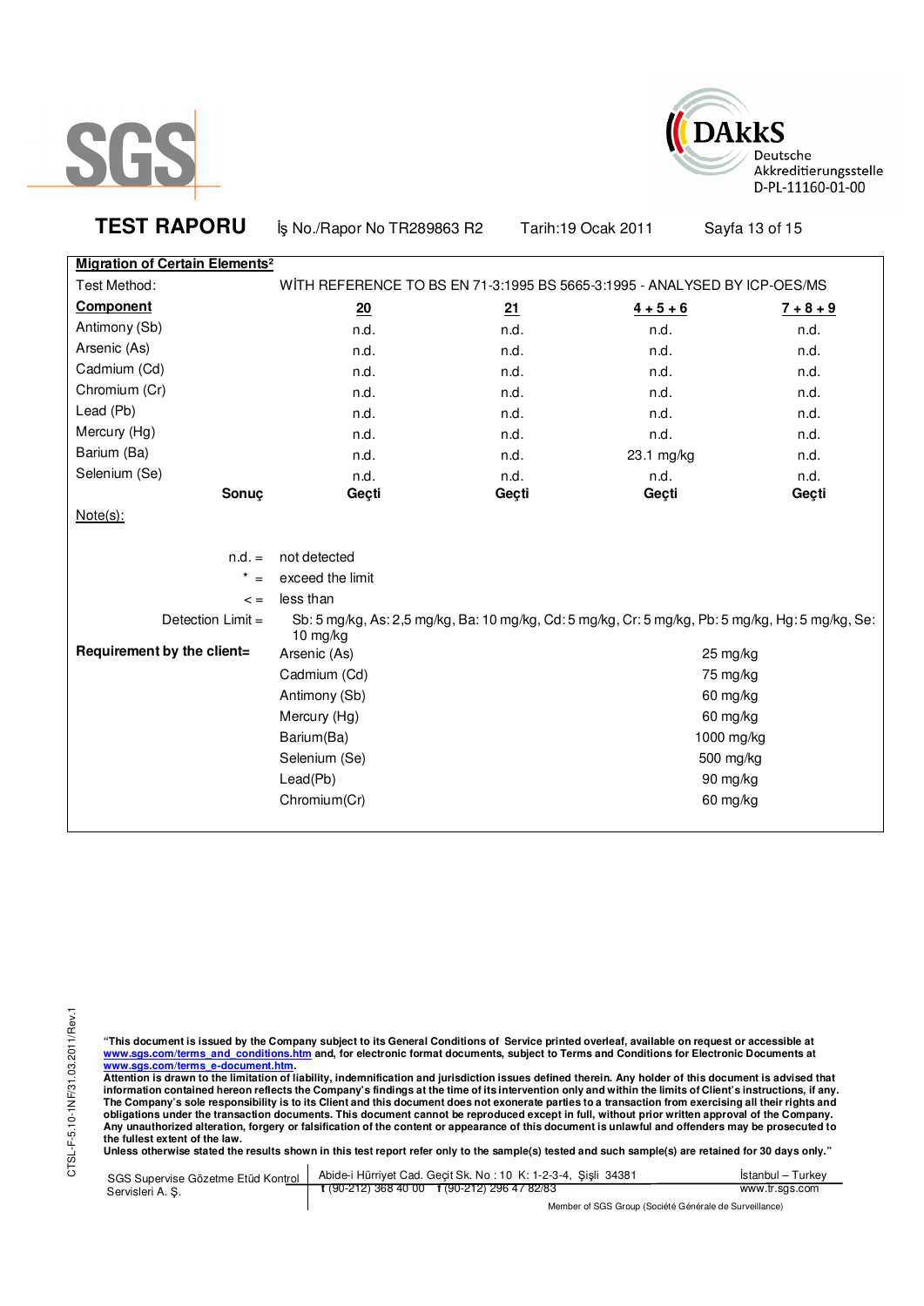**TEST RAPORU** İş No./Rapor No TR289863 R2 Tarih:19 Ocak 2011

**Migration of Certain Elements²**

Test Method: WİTH REFERENCE TO BS EN 71-3:1995 BS 5665-3:1995 - ANALYSED BY ICP-OES/MS

| **Component** | **20** | **21** | **4 + 5 + 6** | **7 + 8 + 9** |
|---|---|---|---|---|
| Antimony (Sb) | n.d. | n.d. | n.d. | n.d. |
| Arsenic (As) | n.d. | n.d. | n.d. | n.d. |
| Cadmium (Cd) | n.d. | n.d. | n.d. | n.d. |
| Chromium (Cr) | n.d. | n.d. | n.d. | n.d. |
| Lead (Pb) | n.d. | n.d. | n.d. | n.d. |
| Mercury (Hg) | n.d. | n.d. | n.d. | n.d. |
| Barium (Ba) | n.d. | n.d. | 23.1 mg/kg | n.d. |
| Selenium (Se) | n.d. | n.d. | n.d. | n.d. |
| **Sonuç** | **Geçti** | **Geçti** | **Geçti** | **Geçti** |

Note(s):

n.d. = not detected

* = exceed the limit

< = less than

Detection Limit = Sb: 5 mg/kg, As: 2,5 mg/kg, Ba: 10 mg/kg, Cd: 5 mg/kg, Cr: 5 mg/kg, Pb: 5 mg/kg, Hg: 5 mg/kg, Se: 10 mg/kg

**Requirement by the client=**

| | |
|---|---|
| Arsenic (As) | 25 mg/kg |
| Cadmium (Cd) | 75 mg/kg |
| Antimony (Sb) | 60 mg/kg |
| Mercury (Hg) | 60 mg/kg |
| Barium(Ba) | 1000 mg/kg |
| Selenium (Se) | 500 mg/kg |
| Lead(Pb) | 90 mg/kg |
| Chromium(Cr) | 60 mg/kg |

**"This document is issued by the Company subject to its General Conditions of Service printed overleaf, available on request or accessible at www.sgs.com/terms_and_conditions.htm and, for electronic format documents, subject to Terms and Conditions for Electronic Documents at www.sgs.com/terms_e-document.htm.**
**Attention is drawn to the limitation of liability, indemnification and jurisdiction issues defined therein. Any holder of this document is advised that information contained hereon reflects the Company's findings at the time of its intervention only and within the limits of Client's instructions, if any. The Company's sole responsibility is to its Client and this document does not exonerate parties to a transaction from exercising all their rights and obligations under the transaction documents. This document cannot be reproduced except in full, without prior written approval of the Company. Any unauthorized alteration, forgery or falsification of the content or appearance of this document is unlawful and offenders may be prosecuted to the fullest extent of the law.**
**Unless otherwise stated the results shown in this test report refer only to the sample(s) tested and such sample(s) are retained for 30 days only."**

SGS Supervise Gözetme Etüd Kontrol Servisleri A. Ş. | Abide-i Hürriyet Cad. Geçit Sk. No : 10 K: 1-2-3-4, Şişli 34381 İstanbul – Turkey | t (90-212) 368 40 00 f (90-212) 296 47 82/83 | www.tr.sgs.com

Member of SGS Group (Société Générale de Surveillance)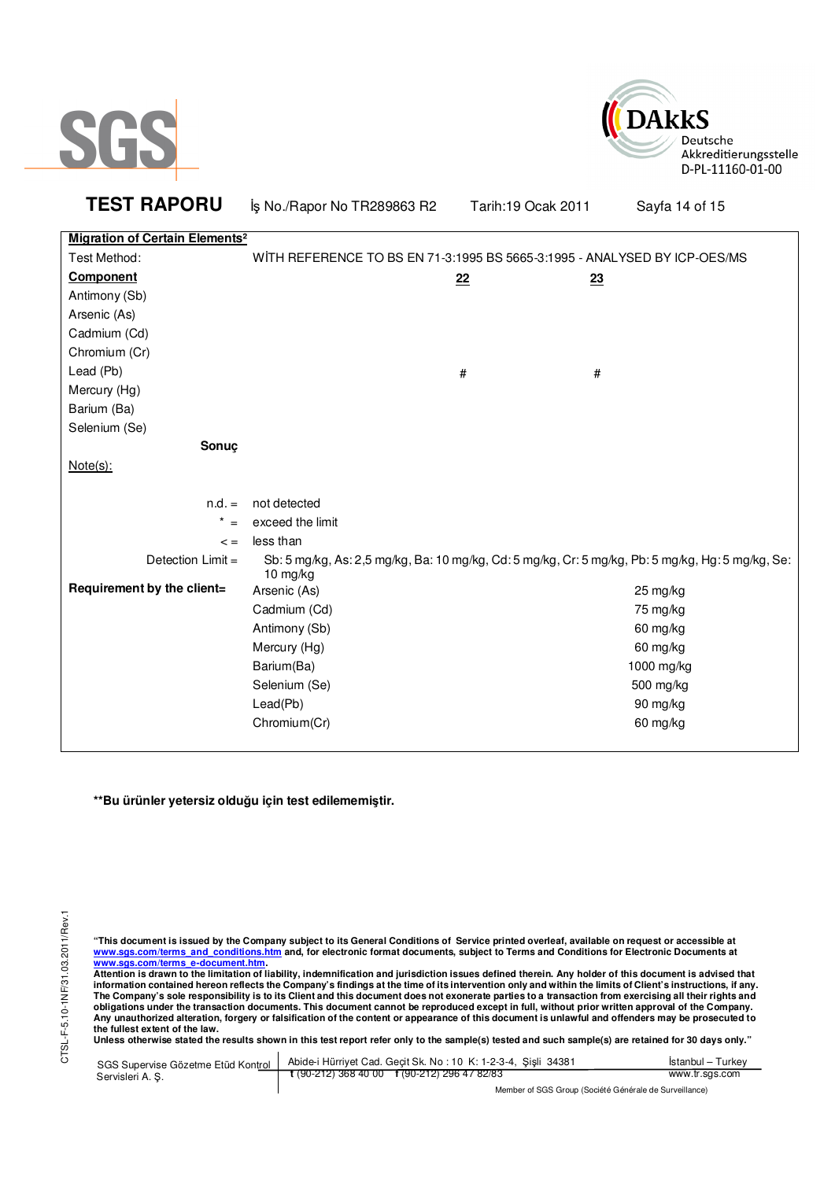**TEST RAPORU** İş No./Rapor No TR289863 R2 Tarih:19 Ocak 2011

**Migration of Certain Elements²**

Test Method: WİTH REFERENCE TO BS EN 71-3:1995 BS 5665-3:1995 - ANALYSED BY ICP-OES/MS

| **Component** | **22** | **23** |
|---|---|---|
| Antimony (Sb) | | |
| Arsenic (As) | | |
| Cadmium (Cd) | | |
| Chromium (Cr) | | |
| Lead (Pb) | # | # |
| Mercury (Hg) | | |
| Barium (Ba) | | |
| Selenium (Se) | | |
| **Sonuç** | | |

Note(s):

n.d. = not detected

* = exceed the limit

< = less than

Detection Limit = Sb: 5 mg/kg, As: 2,5 mg/kg, Ba: 10 mg/kg, Cd: 5 mg/kg, Cr: 5 mg/kg, Pb: 5 mg/kg, Hg: 5 mg/kg, Se: 10 mg/kg

**Requirement by the client=**

| | |
|---|---|
| Arsenic (As) | 25 mg/kg |
| Cadmium (Cd) | 75 mg/kg |
| Antimony (Sb) | 60 mg/kg |
| Mercury (Hg) | 60 mg/kg |
| Barium(Ba) | 1000 mg/kg |
| Selenium (Se) | 500 mg/kg |
| Lead(Pb) | 90 mg/kg |
| Chromium(Cr) | 60 mg/kg |

**Bu ürünler yetersiz olduğu için test edilememiştir.

"This document is issued by the Company subject to its General Conditions of Service printed overleaf, available on request or accessible at www.sgs.com/terms_and_conditions.htm and, for electronic format documents, subject to Terms and Conditions for Electronic Documents at www.sgs.com/terms_e-document.htm.
Attention is drawn to the limitation of liability, indemnification and jurisdiction issues defined therein. Any holder of this document is advised that information contained hereon reflects the Company's findings at the time of its intervention only and within the limits of Client's instructions, if any. The Company's sole responsibility is to its Client and this document does not exonerate parties to a transaction from exercising all their rights and obligations under the transaction documents. This document cannot be reproduced except in full, without prior written approval of the Company. Any unauthorized alteration, forgery or falsification of the content or appearance of this document is unlawful and offenders may be prosecuted to the fullest extent of the law.
Unless otherwise stated the results shown in this test report refer only to the sample(s) tested and such sample(s) are retained for 30 days only."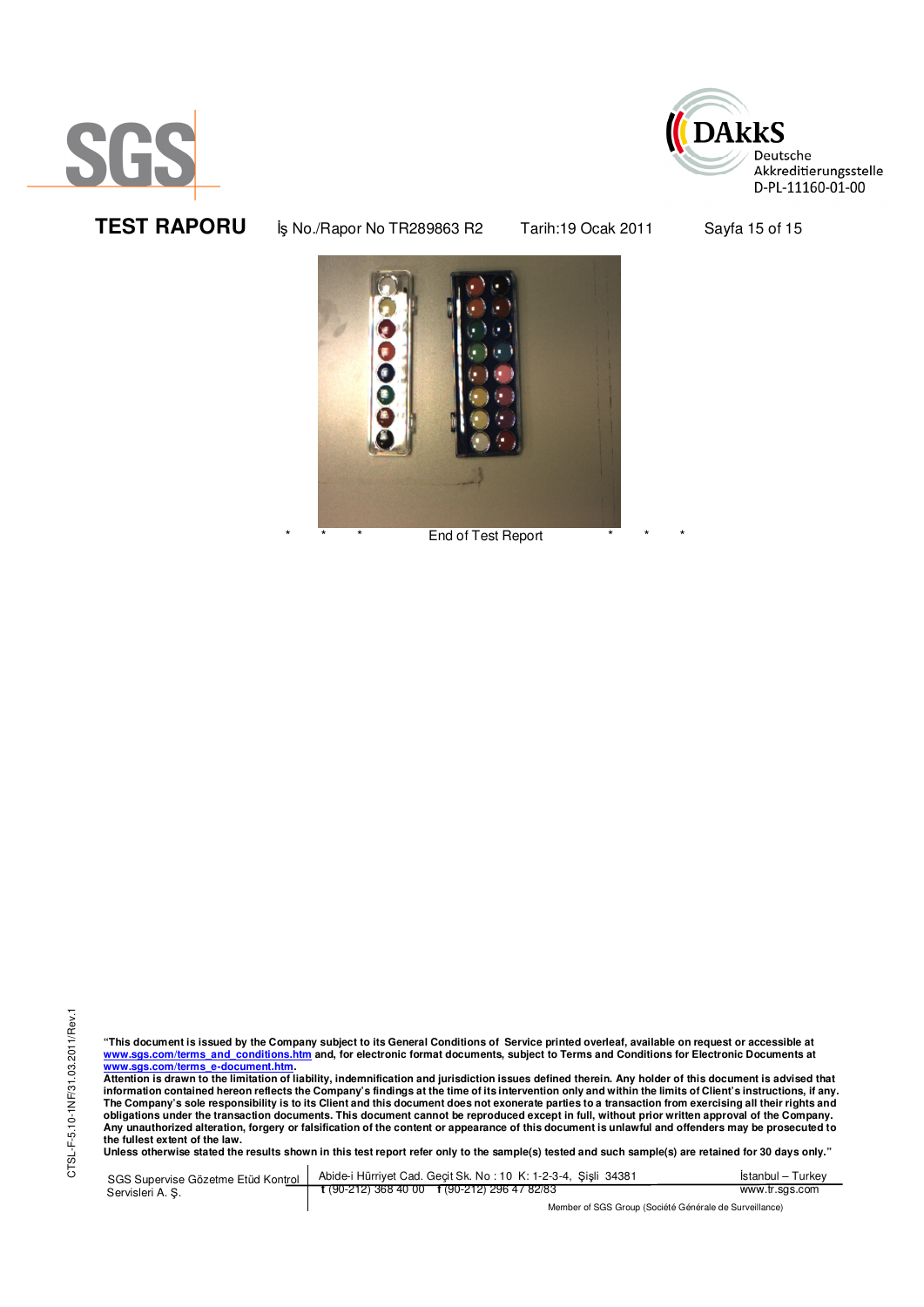*      *      *      End of Test Report      *      *      *

"This document is issued by the Company subject to its General Conditions of Service printed overleaf, available on request or accessible at www.sgs.com/terms_and_conditions.htm and, for electronic format documents, subject to Terms and Conditions for Electronic Documents at www.sgs.com/terms_e-document.htm.
Attention is drawn to the limitation of liability, indemnification and jurisdiction issues defined therein. Any holder of this document is advised that information contained hereon reflects the Company's findings at the time of its intervention only and within the limits of Client's instructions, if any. The Company's sole responsibility is to its Client and this document does not exonerate parties to a transaction from exercising all their rights and obligations under the transaction documents. This document cannot be reproduced except in full, without prior written approval of the Company. Any unauthorized alteration, forgery or falsification of the content or appearance of this document is unlawful and offenders may be prosecuted to the fullest extent of the law.
Unless otherwise stated the results shown in this test report refer only to the sample(s) tested and such sample(s) are retained for 30 days only."